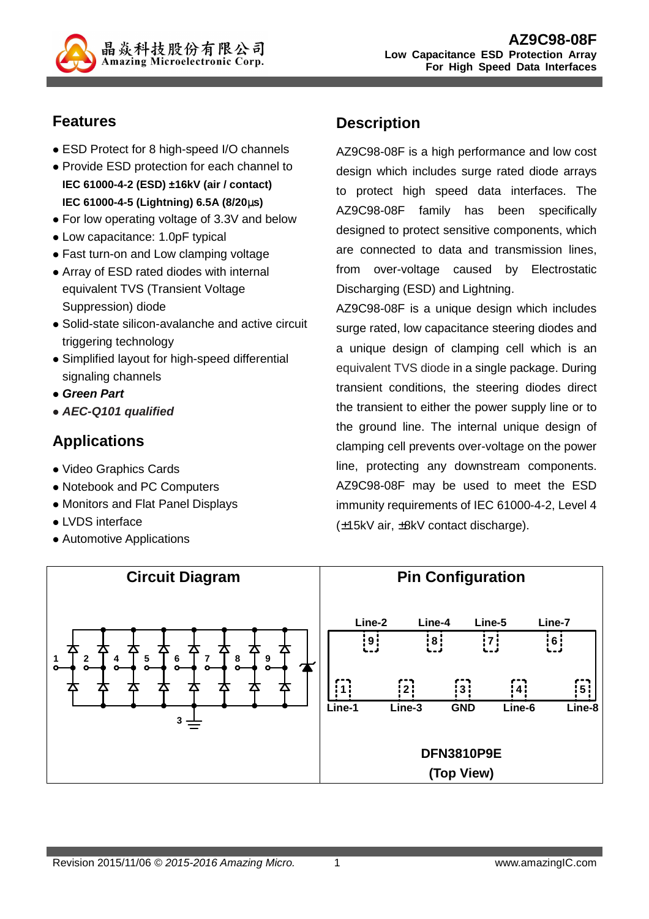# AZ9C98-08F

**Low Capacitance ESD Protection Array For High Speed Data Interfaces**

## Features

- ESD Protect for 8 high-speed I/O channels
- Provide ESD protection for each channel to
  **IEC 61000-4-2 (ESD) ±16kV (air / contact)**
  **IEC 61000-4-5 (Lightning) 6.5A (8/20µs)**
- For low operating voltage of 3.3V and below
- Low capacitance: 1.0pF typical
- Fast turn-on and Low clamping voltage
- Array of ESD rated diodes with internal equivalent TVS (Transient Voltage Suppression) diode
- Solid-state silicon-avalanche and active circuit triggering technology
- Simplified layout for high-speed differential signaling channels
- ***Green Part***
- ***AEC-Q101 qualified***

## Applications

- Video Graphics Cards
- Notebook and PC Computers
- Monitors and Flat Panel Displays
- LVDS interface
- Automotive Applications

## Description

AZ9C98-08F is a high performance and low cost design which includes surge rated diode arrays to protect high speed data interfaces. The AZ9C98-08F family has been specifically designed to protect sensitive components, which are connected to data and transmission lines, from over-voltage caused by Electrostatic Discharging (ESD) and Lightning.

AZ9C98-08F is a unique design which includes surge rated, low capacitance steering diodes and a unique design of clamping cell which is an equivalent TVS diode in a single package. During transient conditions, the steering diodes direct the transient to either the power supply line or to the ground line. The internal unique design of clamping cell prevents over-voltage on the power line, protecting any downstream components. AZ9C98-08F may be used to meet the ESD immunity requirements of IEC 61000-4-2, Level 4 (±15kV air, ±8kV contact discharge).

## Circuit Diagram

## Pin Configuration

| Pin | Function |
|---|---|
| 1 | Line-1 |
| 2 | Line-3 |
| 3 | GND |
| 4 | Line-6 |
| 5 | Line-8 |
| 6 | Line-7 |
| 7 | Line-5 |
| 8 | Line-4 |
| 9 | Line-2 |

**DFN3810P9E**

**(Top View)**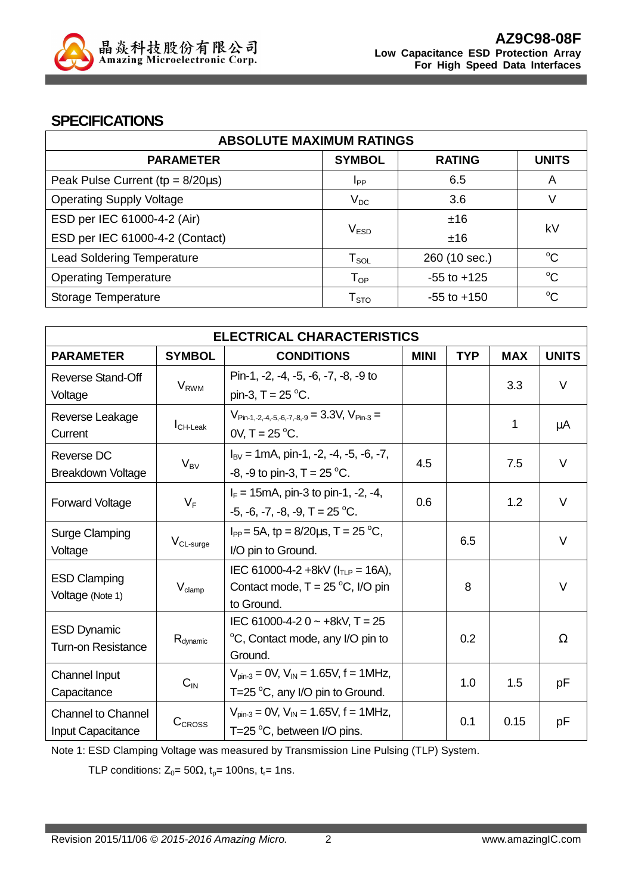## SPECIFICATIONS

| ABSOLUTE MAXIMUM RATINGS | | | |
|---|---|---|---|
| **PARAMETER** | **SYMBOL** | **RATING** | **UNITS** |
| Peak Pulse Current (tp = 8/20µs) | $I_{PP}$ | 6.5 | A |
| Operating Supply Voltage | $V_{DC}$ | 3.6 | V |
| ESD per IEC 61000-4-2 (Air) | $V_{ESD}$ | ±16 | kV |
| ESD per IEC 61000-4-2 (Contact) | | ±16 | |
| Lead Soldering Temperature | $T_{SOL}$ | 260 (10 sec.) | °C |
| Operating Temperature | $T_{OP}$ | -55 to +125 | °C |
| Storage Temperature | $T_{STO}$ | -55 to +150 | °C |

| ELECTRICAL CHARACTERISTICS | | | | | | |
|---|---|---|---|---|---|---|
| **PARAMETER** | **SYMBOL** | **CONDITIONS** | **MINI** | **TYP** | **MAX** | **UNITS** |
| Reverse Stand-Off Voltage | $V_{RWM}$ | Pin-1, -2, -4, -5, -6, -7, -8, -9 to pin-3, T = 25 °C. | | | 3.3 | V |
| Reverse Leakage Current | $I_{CH\text{-}Leak}$ | $V_{Pin\text{-}1,\text{-}2,\text{-}4,\text{-}5,\text{-}6,\text{-}7,\text{-}8,\text{-}9}$ = 3.3V, $V_{Pin\text{-}3}$ = 0V, T = 25 °C. | | | 1 | µA |
| Reverse DC Breakdown Voltage | $V_{BV}$ | $I_{BV}$ = 1mA, pin-1, -2, -4, -5, -6, -7, -8, -9 to pin-3, T = 25 °C. | 4.5 | | 7.5 | V |
| Forward Voltage | $V_F$ | $I_F$ = 15mA, pin-3 to pin-1, -2, -4, -5, -6, -7, -8, -9, T = 25 °C. | 0.6 | | 1.2 | V |
| Surge Clamping Voltage | $V_{CL\text{-}surge}$ | $I_{PP}$ = 5A, tp = 8/20µs, T = 25 °C, I/O pin to Ground. | | 6.5 | | V |
| ESD Clamping Voltage (Note 1) | $V_{clamp}$ | IEC 61000-4-2 +8kV ($I_{TLP}$ = 16A), Contact mode, T = 25 °C, I/O pin to Ground. | | 8 | | V |
| ESD Dynamic Turn-on Resistance | $R_{dynamic}$ | IEC 61000-4-2 0 ~ +8kV, T = 25 °C, Contact mode, any I/O pin to Ground. | | 0.2 | | Ω |
| Channel Input Capacitance | $C_{IN}$ | $V_{pin\text{-}3}$ = 0V, $V_{IN}$ = 1.65V, f = 1MHz, T=25 °C, any I/O pin to Ground. | | 1.0 | 1.5 | pF |
| Channel to Channel Input Capacitance | $C_{CROSS}$ | $V_{pin\text{-}3}$ = 0V, $V_{IN}$ = 1.65V, f = 1MHz, T=25 °C, between I/O pins. | | 0.1 | 0.15 | pF |

Note 1: ESD Clamping Voltage was measured by Transmission Line Pulsing (TLP) System.

TLP conditions: $Z_0$= 50Ω, $t_p$= 100ns, $t_r$= 1ns.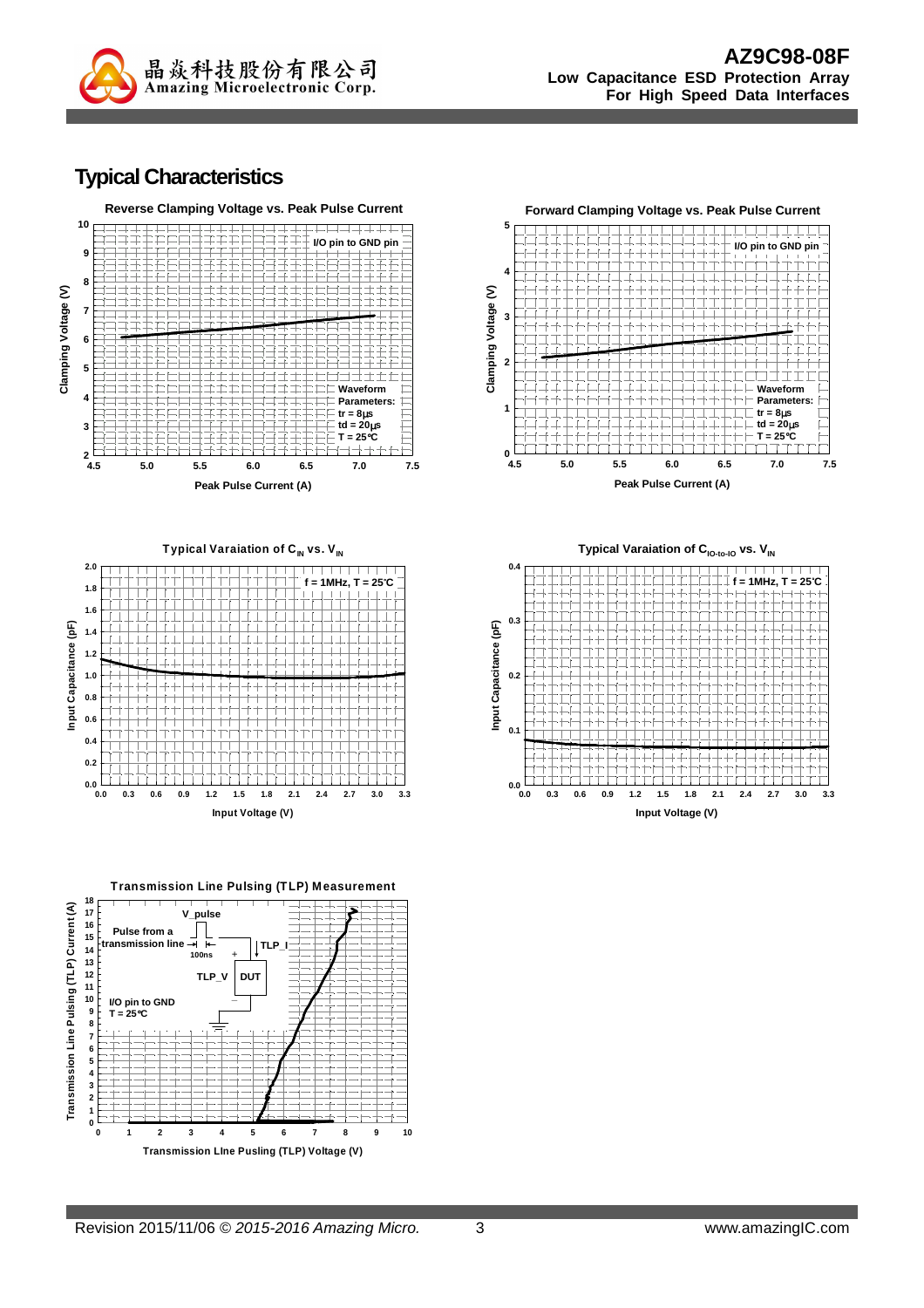## Typical Characteristics

**Reverse Clamping Voltage vs. Peak Pulse Current**

I/O pin to GND pin

Waveform Parameters:
tr = 8μs
td = 20μs
T = 25°C

Clamping Voltage (V)

Peak Pulse Current (A)

**Forward Clamping Voltage vs. Peak Pulse Current**

I/O pin to GND pin

Waveform Parameters:
tr = 8μs
td = 20μs
T = 25°C

Clamping Voltage (V)

Peak Pulse Current (A)

**Typical Varaiation of $C_{IN}$ vs. $V_{IN}$**

f = 1MHz, T = 25°C

Input Capacitance (pF)

Input Voltage (V)

**Typical Varaiation of $C_{IO\text{-}to\text{-}IO}$ vs. $V_{IN}$**

f = 1MHz, T = 25°C

Input Capacitance (pF)

Input Voltage (V)

**Transmission Line Pulsing (TLP) Measurement**

V_pulse

Pulse from a transmission line

100ns

TLP_I

TLP_V

DUT

I/O pin to GND
T = 25°C

Transmission Line Pulsing (TLP) Current (A)

Transmission LIne Pusling (TLP) Voltage (V)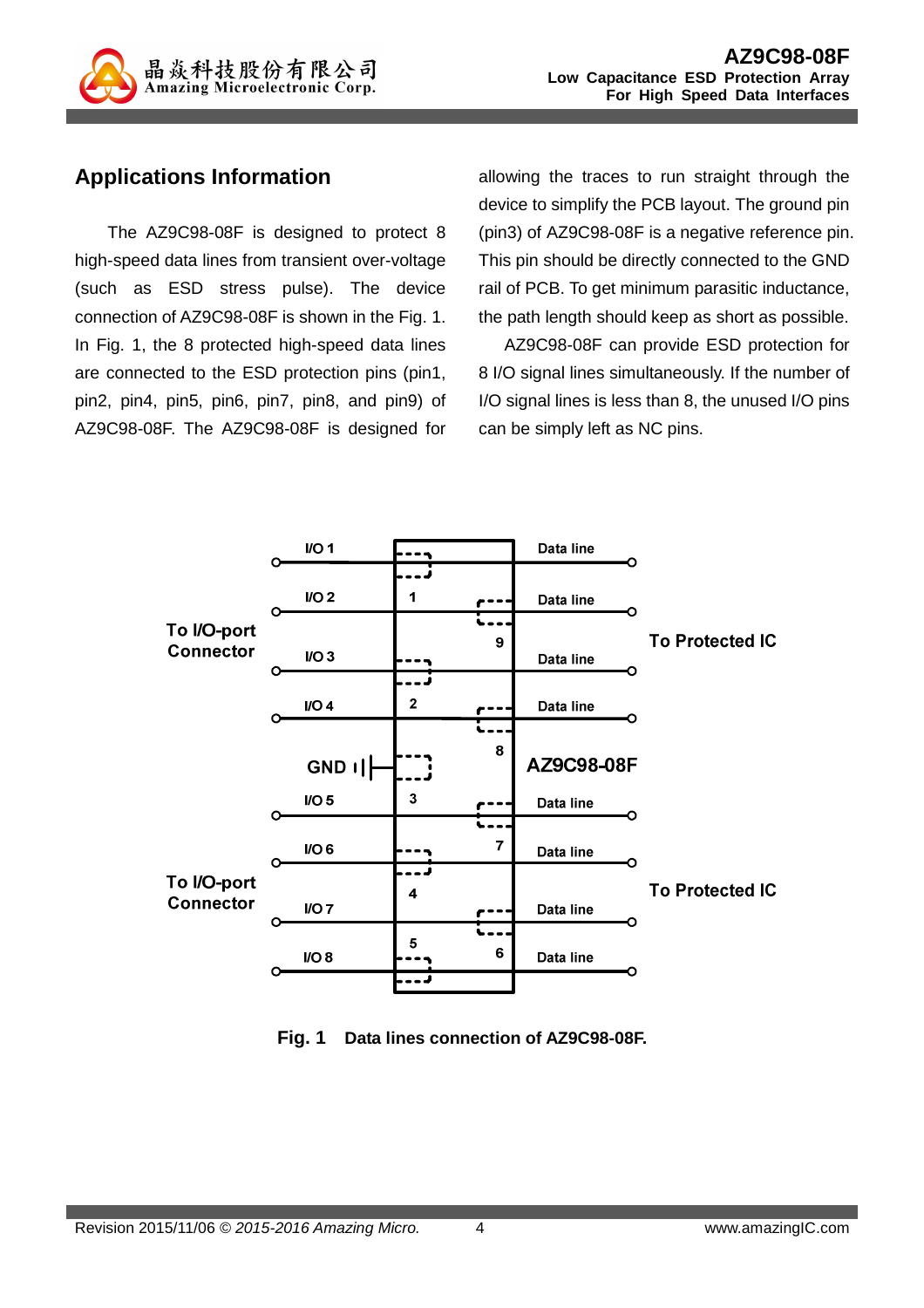## Applications Information

The AZ9C98-08F is designed to protect 8 high-speed data lines from transient over-voltage (such as ESD stress pulse). The device connection of AZ9C98-08F is shown in the Fig. 1. In Fig. 1, the 8 protected high-speed data lines are connected to the ESD protection pins (pin1, pin2, pin4, pin5, pin6, pin7, pin8, and pin9) of AZ9C98-08F. The AZ9C98-08F is designed for allowing the traces to run straight through the device to simplify the PCB layout. The ground pin (pin3) of AZ9C98-08F is a negative reference pin. This pin should be directly connected to the GND rail of PCB. To get minimum parasitic inductance, the path length should keep as short as possible.

AZ9C98-08F can provide ESD protection for 8 I/O signal lines simultaneously. If the number of I/O signal lines is less than 8, the unused I/O pins can be simply left as NC pins.

Fig. 1 Data lines connection of AZ9C98-08F.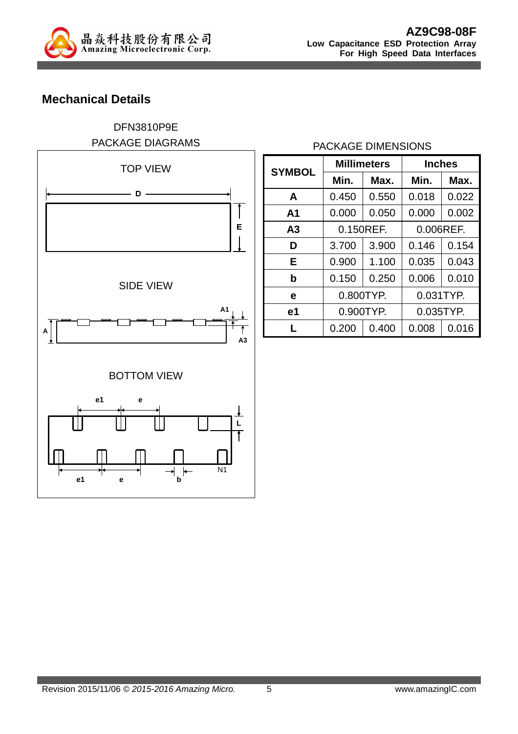## Mechanical Details

DFN3810P9E
PACKAGE DIAGRAMS

TOP VIEW

SIDE VIEW

BOTTOM VIEW

PACKAGE DIMENSIONS

| SYMBOL | Millimeters | | Inches | |
|---|---|---|---|---|
| | Min. | Max. | Min. | Max. |
| **A** | 0.450 | 0.550 | 0.018 | 0.022 |
| **A1** | 0.000 | 0.050 | 0.000 | 0.002 |
| **A3** | 0.150REF. | | 0.006REF. | |
| **D** | 3.700 | 3.900 | 0.146 | 0.154 |
| **E** | 0.900 | 1.100 | 0.035 | 0.043 |
| **b** | 0.150 | 0.250 | 0.006 | 0.010 |
| **e** | 0.800TYP. | | 0.031TYP. | |
| **e1** | 0.900TYP. | | 0.035TYP. | |
| **L** | 0.200 | 0.400 | 0.008 | 0.016 |

Revision 2015/11/06 © *2015-2016 Amazing Micro.*    www.amazingIC.com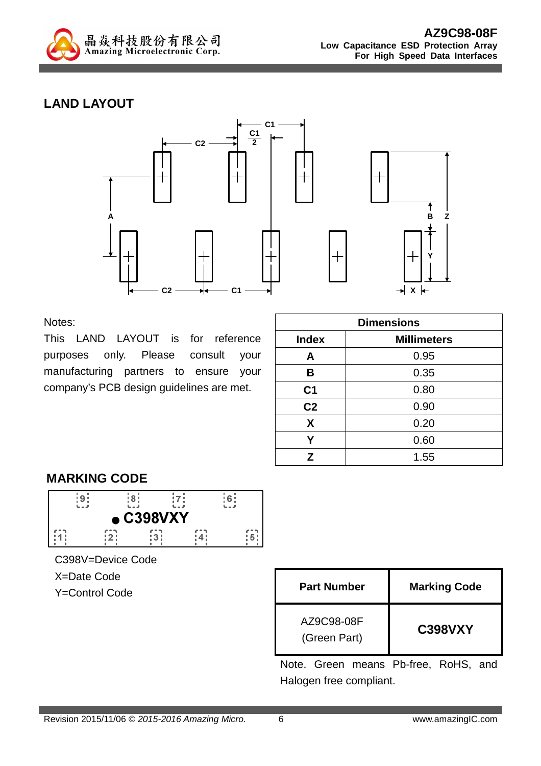## LAND LAYOUT

Notes:

This LAND LAYOUT is for reference purposes only. Please consult your manufacturing partners to ensure your company's PCB design guidelines are met.

| Dimensions | |
|---|---|
| **Index** | **Millimeters** |
| **A** | 0.95 |
| **B** | 0.35 |
| **C1** | 0.80 |
| **C2** | 0.90 |
| **X** | 0.20 |
| **Y** | 0.60 |
| **Z** | 1.55 |

## MARKING CODE

C398V=Device Code

X=Date Code

Y=Control Code

| Part Number | Marking Code |
|---|---|
| AZ9C98-08F (Green Part) | **C398VXY** |

Note. Green means Pb-free, RoHS, and Halogen free compliant.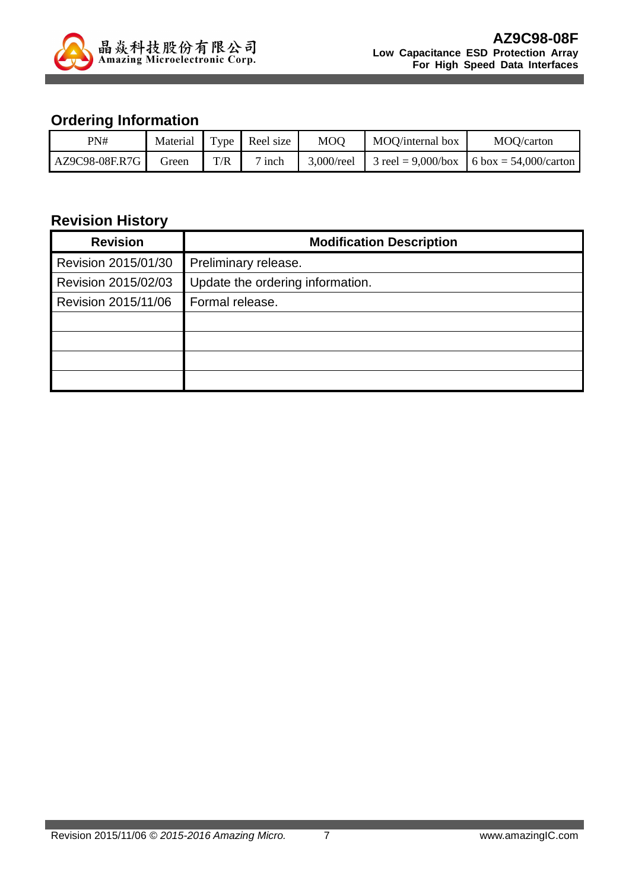## Ordering Information

| PN# | Material | Type | Reel size | MOQ | MOQ/internal box | MOQ/carton |
|---|---|---|---|---|---|---|
| AZ9C98-08F.R7G | Green | T/R | 7 inch | 3,000/reel | 3 reel = 9,000/box | 6 box = 54,000/carton |

## Revision History

| Revision | Modification Description |
|---|---|
| Revision 2015/01/30 | Preliminary release. |
| Revision 2015/02/03 | Update the ordering information. |
| Revision 2015/11/06 | Formal release. |
| | |
| | |
| | |
| | |